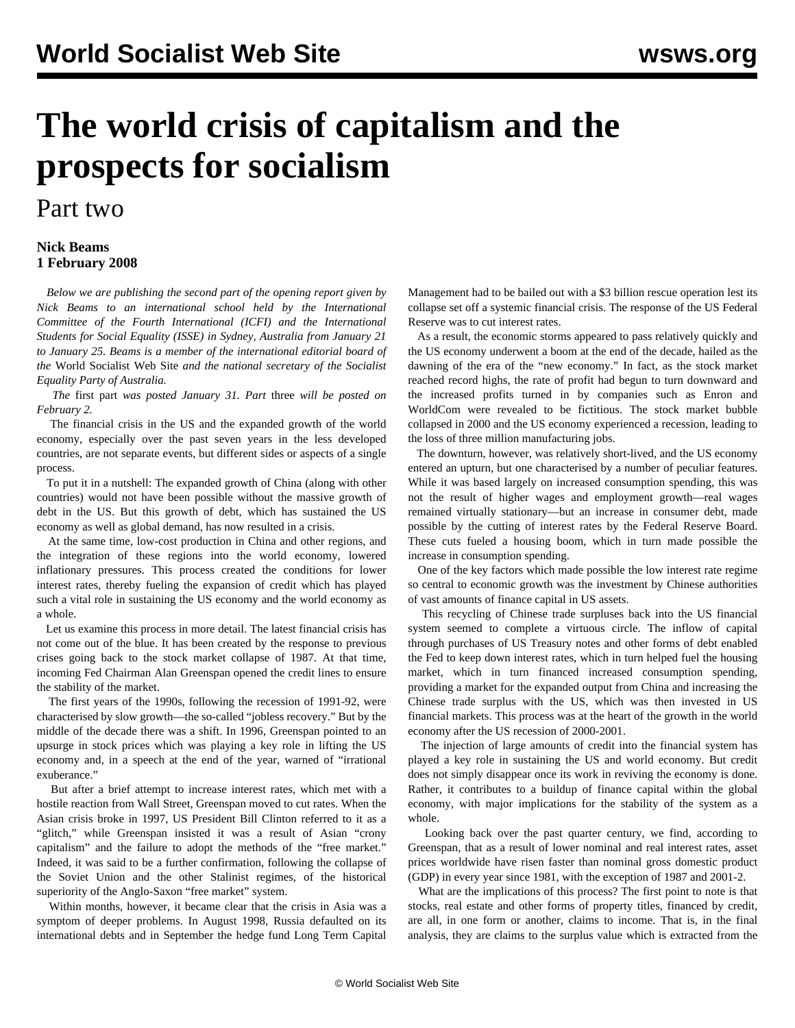# The world crisis of capitalism and the prospects for socialism

## Part two

**Nick Beams**
**1 February 2008**

*Below we are publishing the second part of the opening report given by Nick Beams to an international school held by the International Committee of the Fourth International (ICFI) and the International Students for Social Equality (ISSE) in Sydney, Australia from January 21 to January 25. Beams is a member of the international editorial board of the* World Socialist Web Site *and the national secretary of the Socialist Equality Party of Australia.*

*The* first part *was posted January 31. Part* three *will be posted on February 2.*

The financial crisis in the US and the expanded growth of the world economy, especially over the past seven years in the less developed countries, are not separate events, but different sides or aspects of a single process.

To put it in a nutshell: The expanded growth of China (along with other countries) would not have been possible without the massive growth of debt in the US. But this growth of debt, which has sustained the US economy as well as global demand, has now resulted in a crisis.

At the same time, low-cost production in China and other regions, and the integration of these regions into the world economy, lowered inflationary pressures. This process created the conditions for lower interest rates, thereby fueling the expansion of credit which has played such a vital role in sustaining the US economy and the world economy as a whole.

Let us examine this process in more detail. The latest financial crisis has not come out of the blue. It has been created by the response to previous crises going back to the stock market collapse of 1987. At that time, incoming Fed Chairman Alan Greenspan opened the credit lines to ensure the stability of the market.

The first years of the 1990s, following the recession of 1991-92, were characterised by slow growth—the so-called "jobless recovery." But by the middle of the decade there was a shift. In 1996, Greenspan pointed to an upsurge in stock prices which was playing a key role in lifting the US economy and, in a speech at the end of the year, warned of "irrational exuberance."

But after a brief attempt to increase interest rates, which met with a hostile reaction from Wall Street, Greenspan moved to cut rates. When the Asian crisis broke in 1997, US President Bill Clinton referred to it as a "glitch," while Greenspan insisted it was a result of Asian "crony capitalism" and the failure to adopt the methods of the "free market." Indeed, it was said to be a further confirmation, following the collapse of the Soviet Union and the other Stalinist regimes, of the historical superiority of the Anglo-Saxon "free market" system.

Within months, however, it became clear that the crisis in Asia was a symptom of deeper problems. In August 1998, Russia defaulted on its international debts and in September the hedge fund Long Term Capital Management had to be bailed out with a $3 billion rescue operation lest its collapse set off a systemic financial crisis. The response of the US Federal Reserve was to cut interest rates.

As a result, the economic storms appeared to pass relatively quickly and the US economy underwent a boom at the end of the decade, hailed as the dawning of the era of the "new economy." In fact, as the stock market reached record highs, the rate of profit had begun to turn downward and the increased profits turned in by companies such as Enron and WorldCom were revealed to be fictitious. The stock market bubble collapsed in 2000 and the US economy experienced a recession, leading to the loss of three million manufacturing jobs.

The downturn, however, was relatively short-lived, and the US economy entered an upturn, but one characterised by a number of peculiar features. While it was based largely on increased consumption spending, this was not the result of higher wages and employment growth—real wages remained virtually stationary—but an increase in consumer debt, made possible by the cutting of interest rates by the Federal Reserve Board. These cuts fueled a housing boom, which in turn made possible the increase in consumption spending.

One of the key factors which made possible the low interest rate regime so central to economic growth was the investment by Chinese authorities of vast amounts of finance capital in US assets.

This recycling of Chinese trade surpluses back into the US financial system seemed to complete a virtuous circle. The inflow of capital through purchases of US Treasury notes and other forms of debt enabled the Fed to keep down interest rates, which in turn helped fuel the housing market, which in turn financed increased consumption spending, providing a market for the expanded output from China and increasing the Chinese trade surplus with the US, which was then invested in US financial markets. This process was at the heart of the growth in the world economy after the US recession of 2000-2001.

The injection of large amounts of credit into the financial system has played a key role in sustaining the US and world economy. But credit does not simply disappear once its work in reviving the economy is done. Rather, it contributes to a buildup of finance capital within the global economy, with major implications for the stability of the system as a whole.

Looking back over the past quarter century, we find, according to Greenspan, that as a result of lower nominal and real interest rates, asset prices worldwide have risen faster than nominal gross domestic product (GDP) in every year since 1981, with the exception of 1987 and 2001-2.

What are the implications of this process? The first point to note is that stocks, real estate and other forms of property titles, financed by credit, are all, in one form or another, claims to income. That is, in the final analysis, they are claims to the surplus value which is extracted from the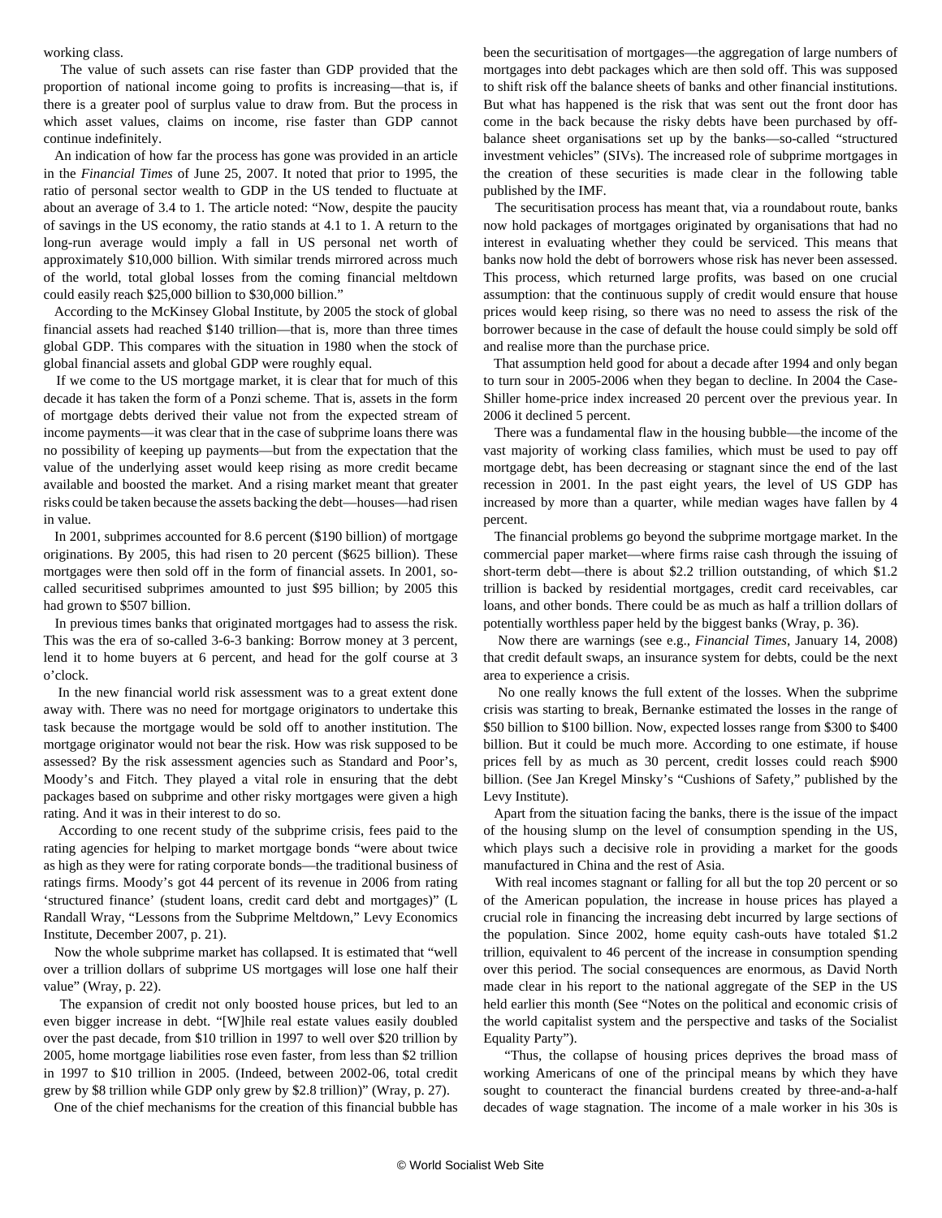working class.

The value of such assets can rise faster than GDP provided that the proportion of national income going to profits is increasing—that is, if there is a greater pool of surplus value to draw from. But the process in which asset values, claims on income, rise faster than GDP cannot continue indefinitely.

An indication of how far the process has gone was provided in an article in the *Financial Times* of June 25, 2007. It noted that prior to 1995, the ratio of personal sector wealth to GDP in the US tended to fluctuate at about an average of 3.4 to 1. The article noted: "Now, despite the paucity of savings in the US economy, the ratio stands at 4.1 to 1. A return to the long-run average would imply a fall in US personal net worth of approximately $10,000 billion. With similar trends mirrored across much of the world, total global losses from the coming financial meltdown could easily reach $25,000 billion to $30,000 billion."

According to the McKinsey Global Institute, by 2005 the stock of global financial assets had reached $140 trillion—that is, more than three times global GDP. This compares with the situation in 1980 when the stock of global financial assets and global GDP were roughly equal.

If we come to the US mortgage market, it is clear that for much of this decade it has taken the form of a Ponzi scheme. That is, assets in the form of mortgage debts derived their value not from the expected stream of income payments—it was clear that in the case of subprime loans there was no possibility of keeping up payments—but from the expectation that the value of the underlying asset would keep rising as more credit became available and boosted the market. And a rising market meant that greater risks could be taken because the assets backing the debt—houses—had risen in value.

In 2001, subprimes accounted for 8.6 percent ($190 billion) of mortgage originations. By 2005, this had risen to 20 percent ($625 billion). These mortgages were then sold off in the form of financial assets. In 2001, so-called securitised subprimes amounted to just $95 billion; by 2005 this had grown to $507 billion.

In previous times banks that originated mortgages had to assess the risk. This was the era of so-called 3-6-3 banking: Borrow money at 3 percent, lend it to home buyers at 6 percent, and head for the golf course at 3 o'clock.

In the new financial world risk assessment was to a great extent done away with. There was no need for mortgage originators to undertake this task because the mortgage would be sold off to another institution. The mortgage originator would not bear the risk. How was risk supposed to be assessed? By the risk assessment agencies such as Standard and Poor's, Moody's and Fitch. They played a vital role in ensuring that the debt packages based on subprime and other risky mortgages were given a high rating. And it was in their interest to do so.

According to one recent study of the subprime crisis, fees paid to the rating agencies for helping to market mortgage bonds "were about twice as high as they were for rating corporate bonds—the traditional business of ratings firms. Moody's got 44 percent of its revenue in 2006 from rating 'structured finance' (student loans, credit card debt and mortgages)" (L Randall Wray, "Lessons from the Subprime Meltdown," Levy Economics Institute, December 2007, p. 21).

Now the whole subprime market has collapsed. It is estimated that "well over a trillion dollars of subprime US mortgages will lose one half their value" (Wray, p. 22).

The expansion of credit not only boosted house prices, but led to an even bigger increase in debt. "[W]hile real estate values easily doubled over the past decade, from $10 trillion in 1997 to well over $20 trillion by 2005, home mortgage liabilities rose even faster, from less than $2 trillion in 1997 to $10 trillion in 2005. (Indeed, between 2002-06, total credit grew by $8 trillion while GDP only grew by $2.8 trillion)" (Wray, p. 27).

One of the chief mechanisms for the creation of this financial bubble has been the securitisation of mortgages—the aggregation of large numbers of mortgages into debt packages which are then sold off. This was supposed to shift risk off the balance sheets of banks and other financial institutions. But what has happened is the risk that was sent out the front door has come in the back because the risky debts have been purchased by off-balance sheet organisations set up by the banks—so-called "structured investment vehicles" (SIVs). The increased role of subprime mortgages in the creation of these securities is made clear in the following table published by the IMF.

The securitisation process has meant that, via a roundabout route, banks now hold packages of mortgages originated by organisations that had no interest in evaluating whether they could be serviced. This means that banks now hold the debt of borrowers whose risk has never been assessed. This process, which returned large profits, was based on one crucial assumption: that the continuous supply of credit would ensure that house prices would keep rising, so there was no need to assess the risk of the borrower because in the case of default the house could simply be sold off and realise more than the purchase price.

That assumption held good for about a decade after 1994 and only began to turn sour in 2005-2006 when they began to decline. In 2004 the Case-Shiller home-price index increased 20 percent over the previous year. In 2006 it declined 5 percent.

There was a fundamental flaw in the housing bubble—the income of the vast majority of working class families, which must be used to pay off mortgage debt, has been decreasing or stagnant since the end of the last recession in 2001. In the past eight years, the level of US GDP has increased by more than a quarter, while median wages have fallen by 4 percent.

The financial problems go beyond the subprime mortgage market. In the commercial paper market—where firms raise cash through the issuing of short-term debt—there is about $2.2 trillion outstanding, of which $1.2 trillion is backed by residential mortgages, credit card receivables, car loans, and other bonds. There could be as much as half a trillion dollars of potentially worthless paper held by the biggest banks (Wray, p. 36).

Now there are warnings (see e.g., *Financial Times*, January 14, 2008) that credit default swaps, an insurance system for debts, could be the next area to experience a crisis.

No one really knows the full extent of the losses. When the subprime crisis was starting to break, Bernanke estimated the losses in the range of $50 billion to $100 billion. Now, expected losses range from $300 to $400 billion. But it could be much more. According to one estimate, if house prices fell by as much as 30 percent, credit losses could reach $900 billion. (See Jan Kregel Minsky's "Cushions of Safety," published by the Levy Institute).

Apart from the situation facing the banks, there is the issue of the impact of the housing slump on the level of consumption spending in the US, which plays such a decisive role in providing a market for the goods manufactured in China and the rest of Asia.

With real incomes stagnant or falling for all but the top 20 percent or so of the American population, the increase in house prices has played a crucial role in financing the increasing debt incurred by large sections of the population. Since 2002, home equity cash-outs have totaled $1.2 trillion, equivalent to 46 percent of the increase in consumption spending over this period. The social consequences are enormous, as David North made clear in his report to the national aggregate of the SEP in the US held earlier this month (See "Notes on the political and economic crisis of the world capitalist system and the perspective and tasks of the Socialist Equality Party").

"Thus, the collapse of housing prices deprives the broad mass of working Americans of one of the principal means by which they have sought to counteract the financial burdens created by three-and-a-half decades of wage stagnation. The income of a male worker in his 30s is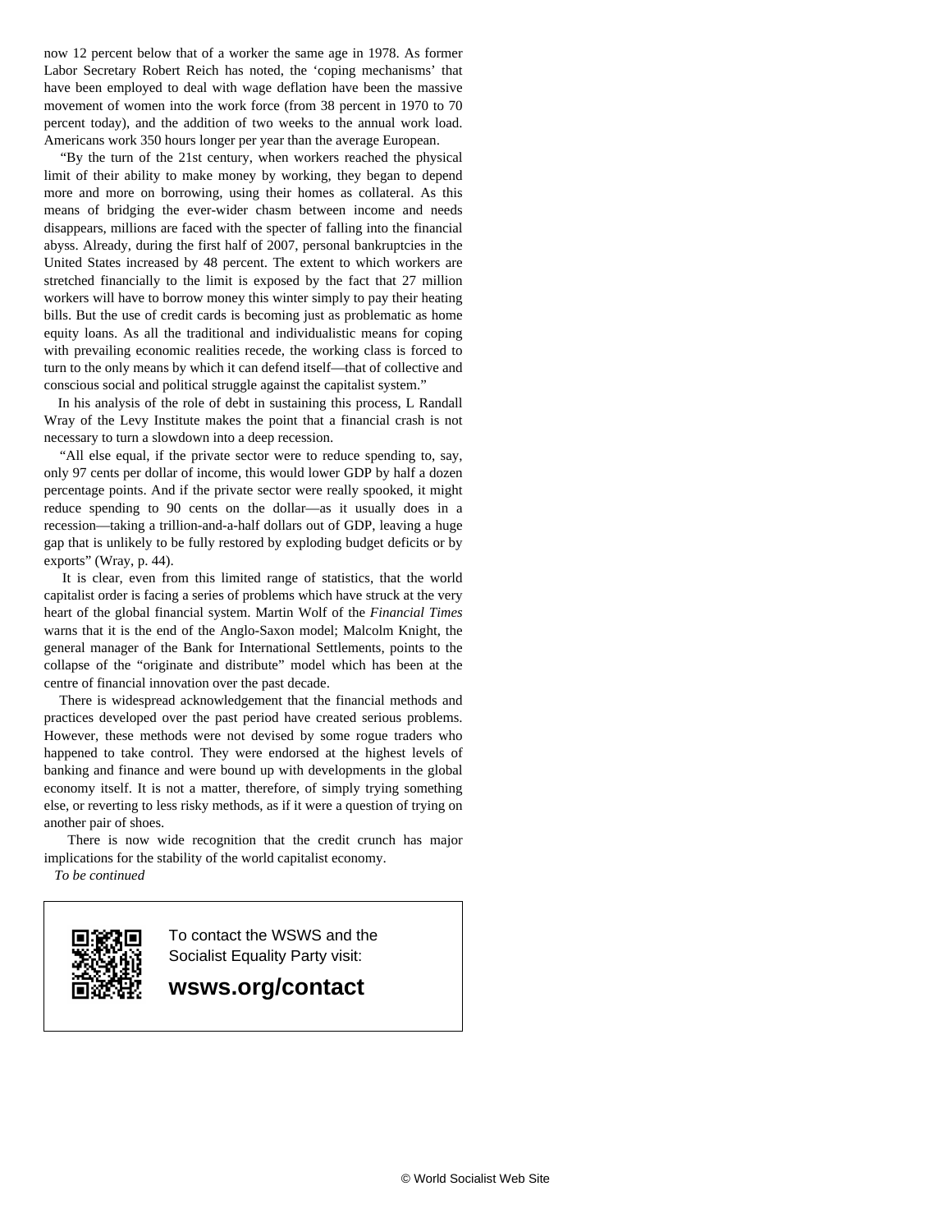now 12 percent below that of a worker the same age in 1978. As former Labor Secretary Robert Reich has noted, the 'coping mechanisms' that have been employed to deal with wage deflation have been the massive movement of women into the work force (from 38 percent in 1970 to 70 percent today), and the addition of two weeks to the annual work load. Americans work 350 hours longer per year than the average European.

"By the turn of the 21st century, when workers reached the physical limit of their ability to make money by working, they began to depend more and more on borrowing, using their homes as collateral. As this means of bridging the ever-wider chasm between income and needs disappears, millions are faced with the specter of falling into the financial abyss. Already, during the first half of 2007, personal bankruptcies in the United States increased by 48 percent. The extent to which workers are stretched financially to the limit is exposed by the fact that 27 million workers will have to borrow money this winter simply to pay their heating bills. But the use of credit cards is becoming just as problematic as home equity loans. As all the traditional and individualistic means for coping with prevailing economic realities recede, the working class is forced to turn to the only means by which it can defend itself—that of collective and conscious social and political struggle against the capitalist system."

In his analysis of the role of debt in sustaining this process, L Randall Wray of the Levy Institute makes the point that a financial crash is not necessary to turn a slowdown into a deep recession.

"All else equal, if the private sector were to reduce spending to, say, only 97 cents per dollar of income, this would lower GDP by half a dozen percentage points. And if the private sector were really spooked, it might reduce spending to 90 cents on the dollar—as it usually does in a recession—taking a trillion-and-a-half dollars out of GDP, leaving a huge gap that is unlikely to be fully restored by exploding budget deficits or by exports" (Wray, p. 44).

It is clear, even from this limited range of statistics, that the world capitalist order is facing a series of problems which have struck at the very heart of the global financial system. Martin Wolf of the *Financial Times* warns that it is the end of the Anglo-Saxon model; Malcolm Knight, the general manager of the Bank for International Settlements, points to the collapse of the "originate and distribute" model which has been at the centre of financial innovation over the past decade.

There is widespread acknowledgement that the financial methods and practices developed over the past period have created serious problems. However, these methods were not devised by some rogue traders who happened to take control. They were endorsed at the highest levels of banking and finance and were bound up with developments in the global economy itself. It is not a matter, therefore, of simply trying something else, or reverting to less risky methods, as if it were a question of trying on another pair of shoes.

There is now wide recognition that the credit crunch has major implications for the stability of the world capitalist economy.

*To be continued*

To contact the WSWS and the Socialist Equality Party visit:

**wsws.org/contact**